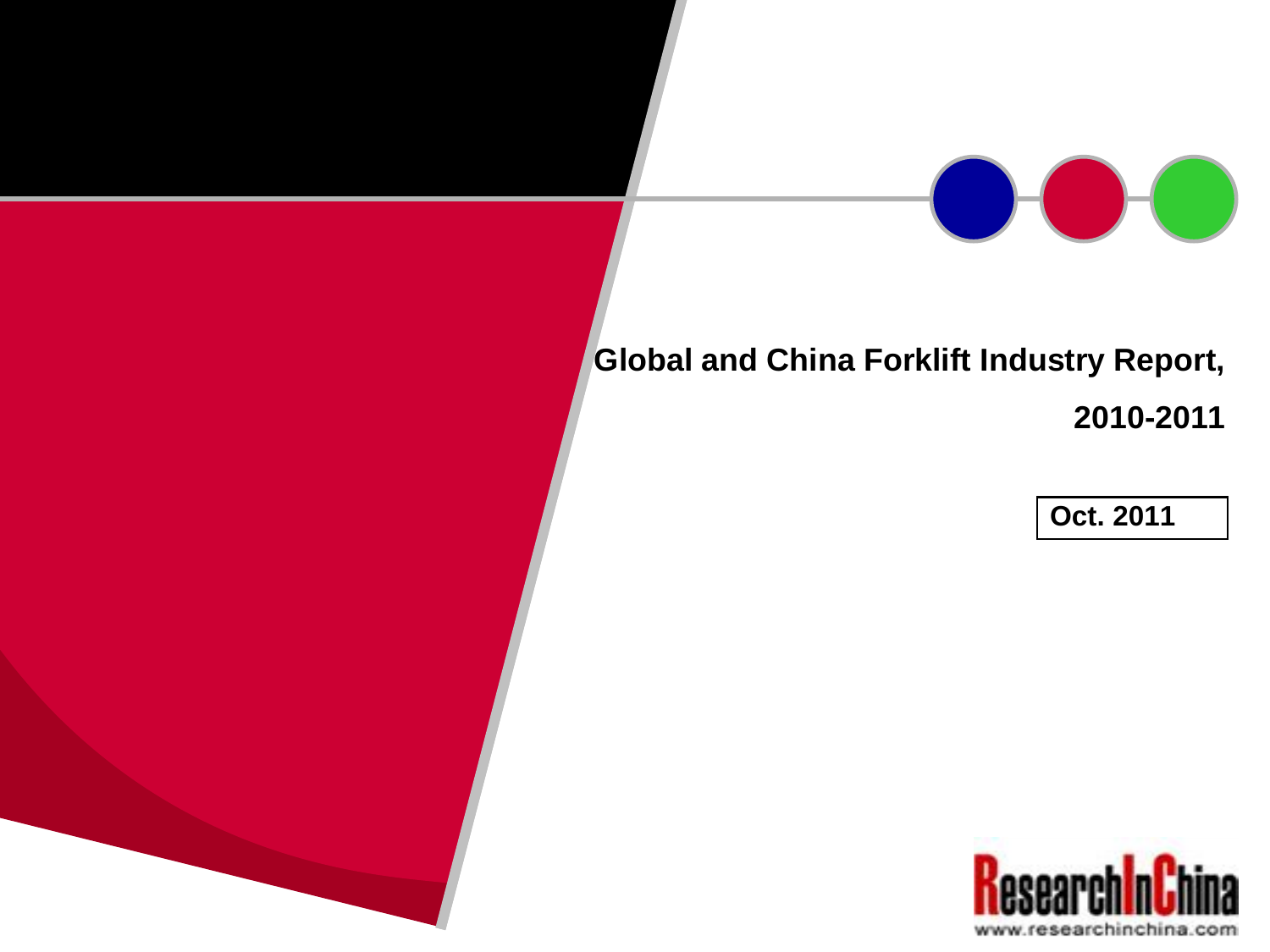# Global and China Forklift Industry Report, 2010-2011

Oct. 2011

ResearchInChina

www.researchinchina.com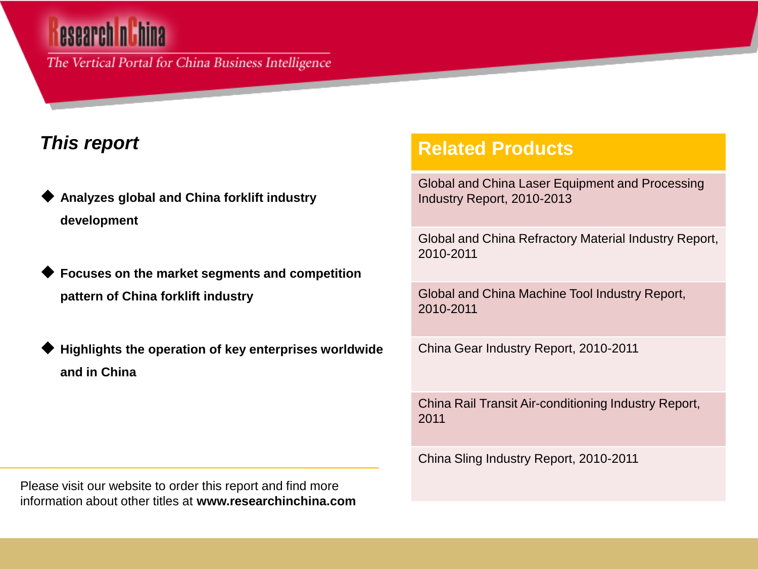## *This report*

- **Analyzes global and China forklift industry development**
- **Focuses on the market segments and competition pattern of China forklift industry**
- **Highlights the operation of key enterprises worldwide and in China**

Please visit our website to order this report and find more information about other titles at **www.researchinchina.com**

## Related Products

- Global and China Laser Equipment and Processing Industry Report, 2010-2013
- Global and China Refractory Material Industry Report, 2010-2011
- Global and China Machine Tool Industry Report, 2010-2011
- China Gear Industry Report, 2010-2011
- China Rail Transit Air-conditioning Industry Report, 2011
- China Sling Industry Report, 2010-2011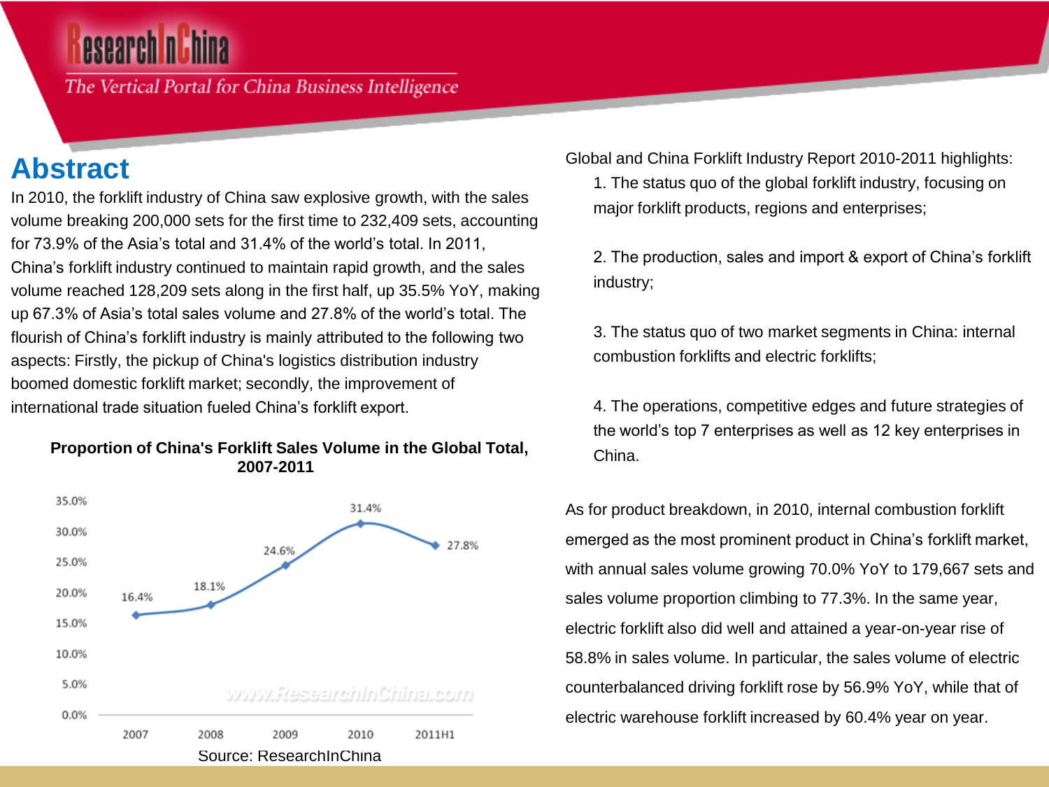# Abstract

In 2010, the forklift industry of China saw explosive growth, with the sales volume breaking 200,000 sets for the first time to 232,409 sets, accounting for 73.9% of the Asia's total and 31.4% of the world's total. In 2011, China's forklift industry continued to maintain rapid growth, and the sales volume reached 128,209 sets along in the first half, up 35.5% YoY, making up 67.3% of Asia's total sales volume and 27.8% of the world's total. The flourish of China's forklift industry is mainly attributed to the following two aspects: Firstly, the pickup of China's logistics distribution industry boomed domestic forklift market; secondly, the improvement of international trade situation fueled China's forklift export.

**Proportion of China's Forklift Sales Volume in the Global Total, 2007-2011**

| Year | Proportion |
|---|---|
| 2007 | 16.4% |
| 2008 | 18.1% |
| 2009 | 24.6% |
| 2010 | 31.4% |
| 2011H1 | 27.8% |

Source: ResearchInChina

Global and China Forklift Industry Report 2010-2011 highlights:

1. The status quo of the global forklift industry, focusing on major forklift products, regions and enterprises;

2. The production, sales and import & export of China's forklift industry;

3. The status quo of two market segments in China: internal combustion forklifts and electric forklifts;

4. The operations, competitive edges and future strategies of the world's top 7 enterprises as well as 12 key enterprises in China.

As for product breakdown, in 2010, internal combustion forklift emerged as the most prominent product in China's forklift market, with annual sales volume growing 70.0% YoY to 179,667 sets and sales volume proportion climbing to 77.3%. In the same year, electric forklift also did well and attained a year-on-year rise of 58.8% in sales volume. In particular, the sales volume of electric counterbalanced driving forklift rose by 56.9% YoY, while that of electric warehouse forklift increased by 60.4% year on year.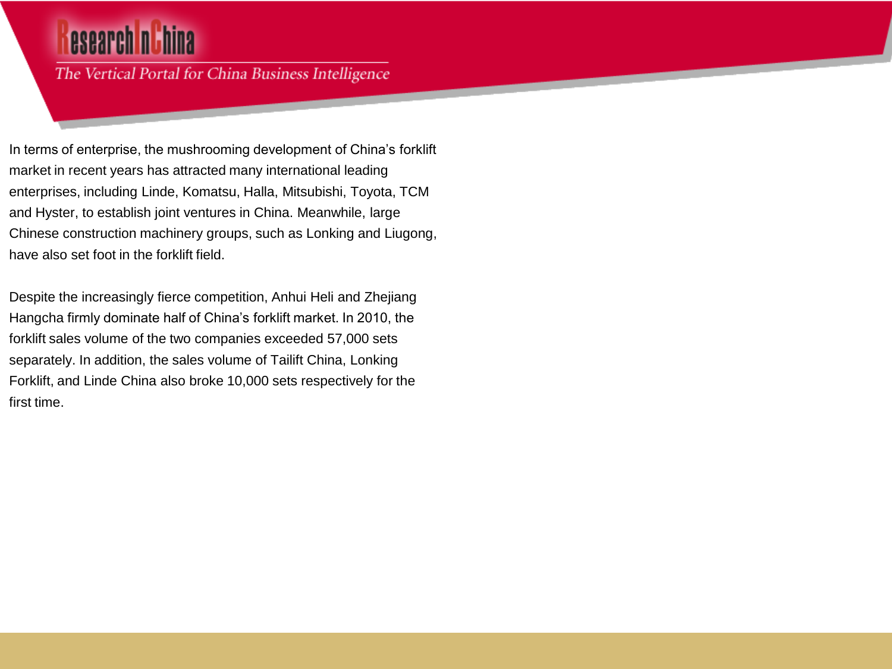In terms of enterprise, the mushrooming development of China's forklift market in recent years has attracted many international leading enterprises, including Linde, Komatsu, Halla, Mitsubishi, Toyota, TCM and Hyster, to establish joint ventures in China. Meanwhile, large Chinese construction machinery groups, such as Lonking and Liugong, have also set foot in the forklift field.

Despite the increasingly fierce competition, Anhui Heli and Zhejiang Hangcha firmly dominate half of China's forklift market. In 2010, the forklift sales volume of the two companies exceeded 57,000 sets separately. In addition, the sales volume of Tailift China, Lonking Forklift, and Linde China also broke 10,000 sets respectively for the first time.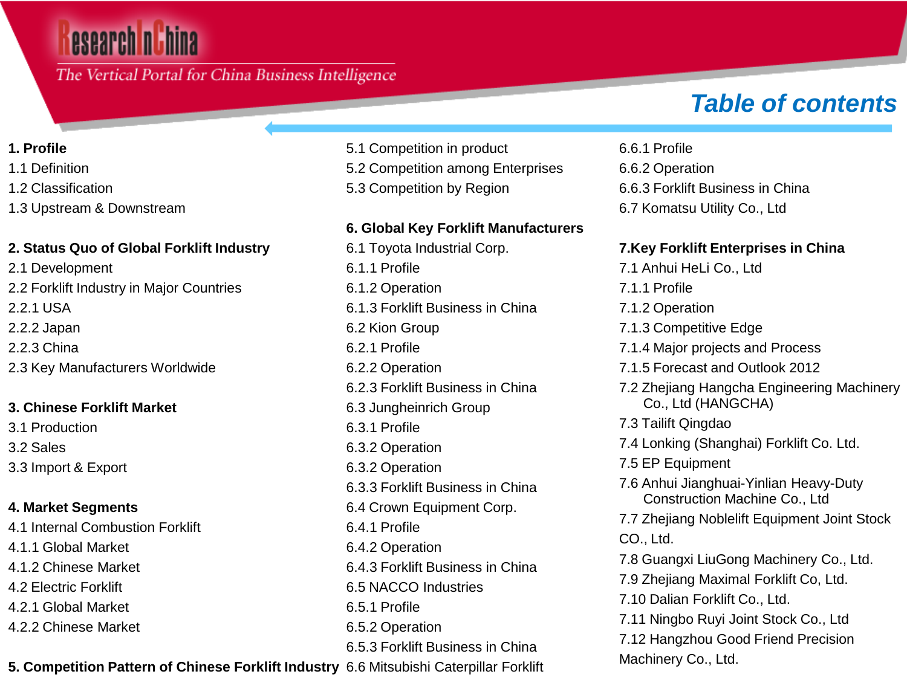# Table of contents

**1. Profile**
1.1 Definition
1.2 Classification
1.3 Upstream & Downstream

**2. Status Quo of Global Forklift Industry**
2.1 Development
2.2 Forklift Industry in Major Countries
2.2.1 USA
2.2.2 Japan
2.2.3 China
2.3 Key Manufacturers Worldwide

**3. Chinese Forklift Market**
3.1 Production
3.2 Sales
3.3 Import & Export

**4. Market Segments**
4.1 Internal Combustion Forklift
4.1.1 Global Market
4.1.2 Chinese Market
4.2 Electric Forklift
4.2.1 Global Market
4.2.2 Chinese Market

**5. Competition Pattern of Chinese Forklift Industry**
5.1 Competition in product
5.2 Competition among Enterprises
5.3 Competition by Region

**6. Global Key Forklift Manufacturers**
6.1 Toyota Industrial Corp.
6.1.1 Profile
6.1.2 Operation
6.1.3 Forklift Business in China
6.2 Kion Group
6.2.1 Profile
6.2.2 Operation
6.2.3 Forklift Business in China
6.3 Jungheinrich Group
6.3.1 Profile
6.3.2 Operation
6.3.2 Operation
6.3.3 Forklift Business in China
6.4 Crown Equipment Corp.
6.4.1 Profile
6.4.2 Operation
6.4.3 Forklift Business in China
6.5 NACCO Industries
6.5.1 Profile
6.5.2 Operation
6.5.3 Forklift Business in China
6.6 Mitsubishi Caterpillar Forklift
6.6.1 Profile
6.6.2 Operation
6.6.3 Forklift Business in China
6.7 Komatsu Utility Co., Ltd

**7.Key Forklift Enterprises in China**
7.1 Anhui HeLi Co., Ltd
7.1.1 Profile
7.1.2 Operation
7.1.3 Competitive Edge
7.1.4 Major projects and Process
7.1.5 Forecast and Outlook 2012
7.2 Zhejiang Hangcha Engineering Machinery Co., Ltd (HANGCHA)
7.3 Tailift Qingdao
7.4 Lonking (Shanghai) Forklift Co. Ltd.
7.5 EP Equipment
7.6 Anhui Jianghuai-Yinlian Heavy-Duty Construction Machine Co., Ltd
7.7 Zhejiang Noblelift Equipment Joint Stock CO., Ltd.
7.8 Guangxi LiuGong Machinery Co., Ltd.
7.9 Zhejiang Maximal Forklift Co, Ltd.
7.10 Dalian Forklift Co., Ltd.
7.11 Ningbo Ruyi Joint Stock Co., Ltd
7.12 Hangzhou Good Friend Precision Machinery Co., Ltd.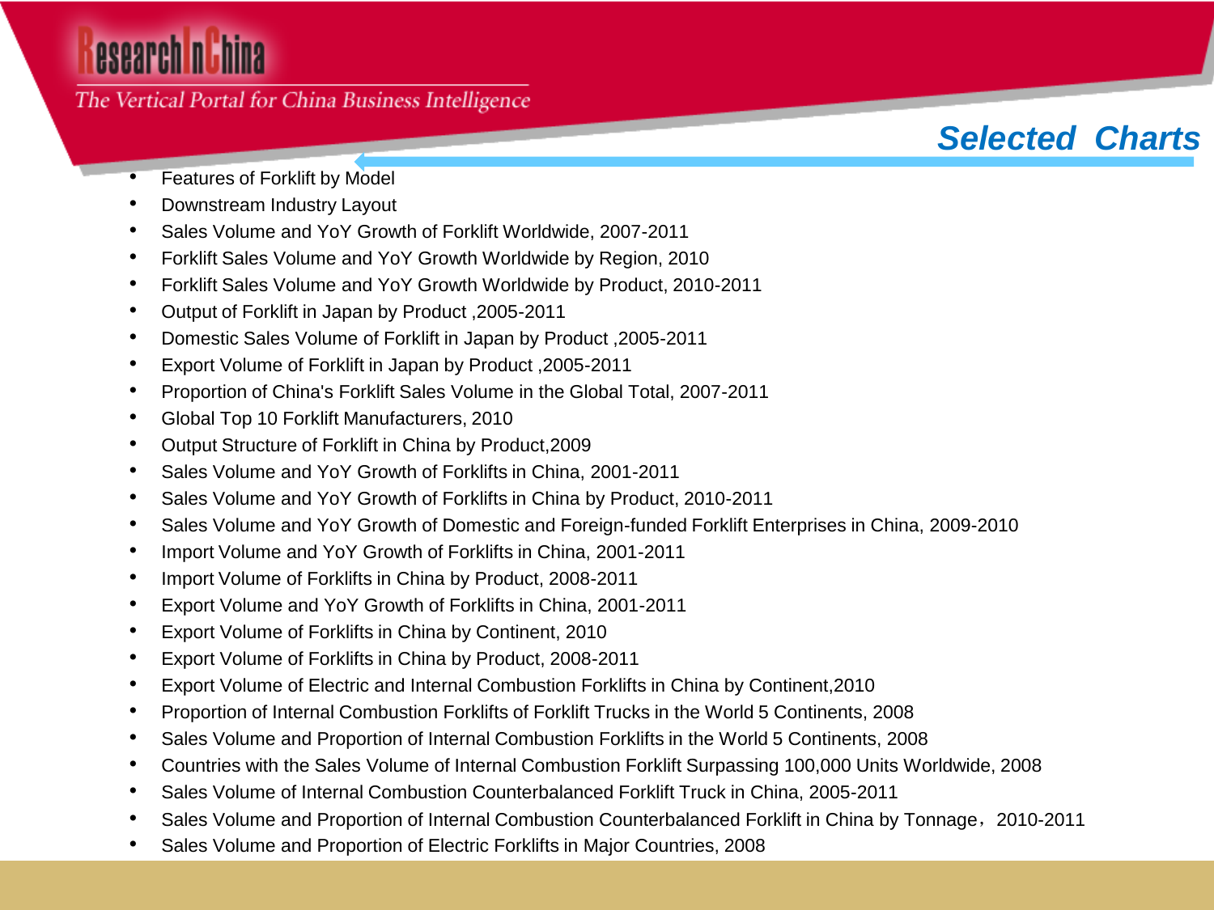## Selected Charts

- Features of Forklift by Model
- Downstream Industry Layout
- Sales Volume and YoY Growth of Forklift Worldwide, 2007-2011
- Forklift Sales Volume and YoY Growth Worldwide by Region, 2010
- Forklift Sales Volume and YoY Growth Worldwide by Product, 2010-2011
- Output of Forklift in Japan by Product ,2005-2011
- Domestic Sales Volume of Forklift in Japan by Product ,2005-2011
- Export Volume of Forklift in Japan by Product ,2005-2011
- Proportion of China's Forklift Sales Volume in the Global Total, 2007-2011
- Global Top 10 Forklift Manufacturers, 2010
- Output Structure of Forklift in China by Product,2009
- Sales Volume and YoY Growth of Forklifts in China, 2001-2011
- Sales Volume and YoY Growth of Forklifts in China by Product, 2010-2011
- Sales Volume and YoY Growth of Domestic and Foreign-funded Forklift Enterprises in China, 2009-2010
- Import Volume and YoY Growth of Forklifts in China, 2001-2011
- Import Volume of Forklifts in China by Product, 2008-2011
- Export Volume and YoY Growth of Forklifts in China, 2001-2011
- Export Volume of Forklifts in China by Continent, 2010
- Export Volume of Forklifts in China by Product, 2008-2011
- Export Volume of Electric and Internal Combustion Forklifts in China by Continent,2010
- Proportion of Internal Combustion Forklifts of Forklift Trucks in the World 5 Continents, 2008
- Sales Volume and Proportion of Internal Combustion Forklifts in the World 5 Continents, 2008
- Countries with the Sales Volume of Internal Combustion Forklift Surpassing 100,000 Units Worldwide, 2008
- Sales Volume of Internal Combustion Counterbalanced Forklift Truck in China, 2005-2011
- Sales Volume and Proportion of Internal Combustion Counterbalanced Forklift in China by Tonnage，2010-2011
- Sales Volume and Proportion of Electric Forklifts in Major Countries, 2008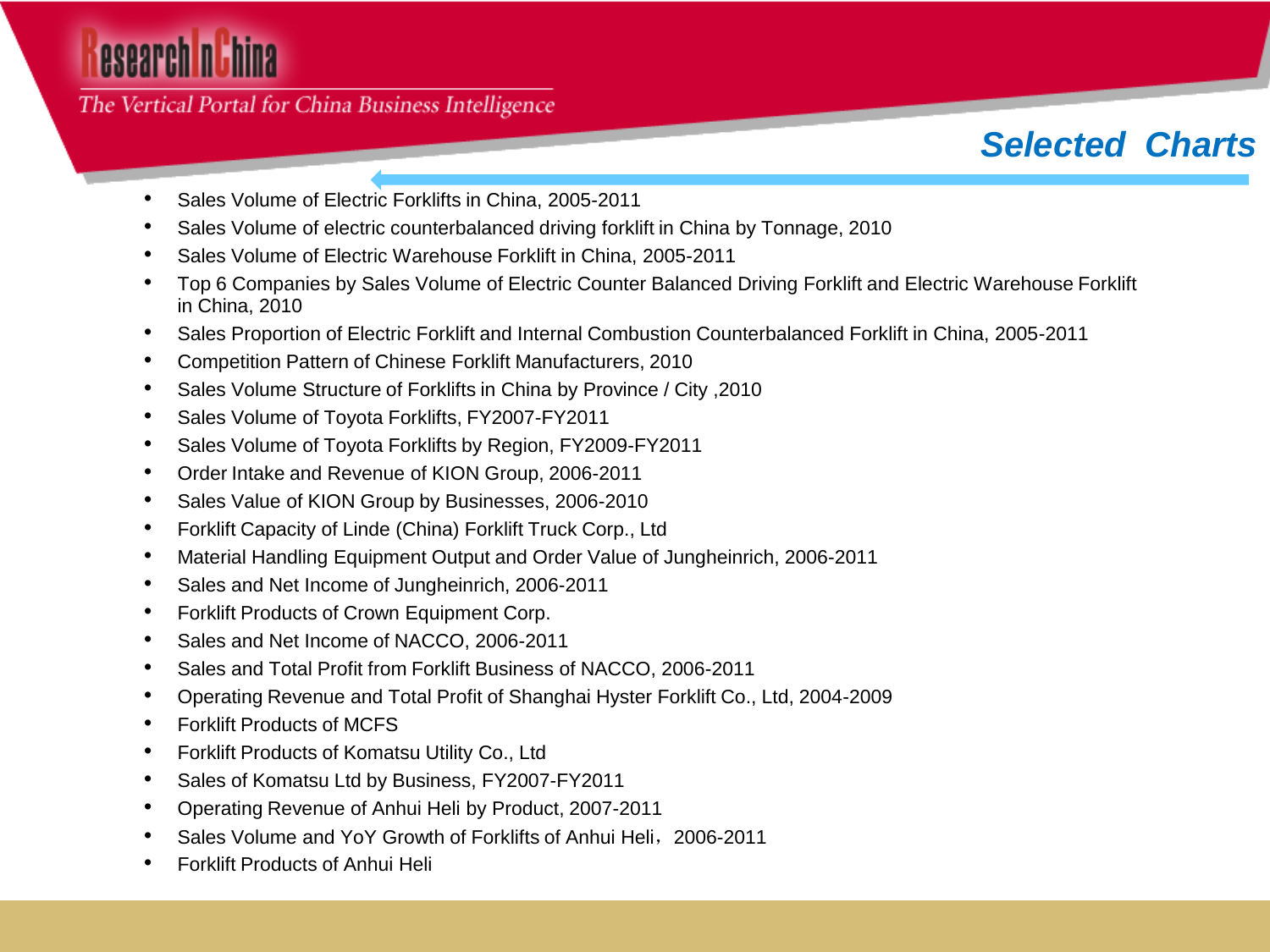## Selected Charts

- Sales Volume of Electric Forklifts in China, 2005-2011
- Sales Volume of electric counterbalanced driving forklift in China by Tonnage, 2010
- Sales Volume of Electric Warehouse Forklift in China, 2005-2011
- Top 6 Companies by Sales Volume of Electric Counter Balanced Driving Forklift and Electric Warehouse Forklift in China, 2010
- Sales Proportion of Electric Forklift and Internal Combustion Counterbalanced Forklift in China, 2005-2011
- Competition Pattern of Chinese Forklift Manufacturers, 2010
- Sales Volume Structure of Forklifts in China by Province / City ,2010
- Sales Volume of Toyota Forklifts, FY2007-FY2011
- Sales Volume of Toyota Forklifts by Region, FY2009-FY2011
- Order Intake and Revenue of KION Group, 2006-2011
- Sales Value of KION Group by Businesses, 2006-2010
- Forklift Capacity of Linde (China) Forklift Truck Corp., Ltd
- Material Handling Equipment Output and Order Value of Jungheinrich, 2006-2011
- Sales and Net Income of Jungheinrich, 2006-2011
- Forklift Products of Crown Equipment Corp.
- Sales and Net Income of NACCO, 2006-2011
- Sales and Total Profit from Forklift Business of NACCO, 2006-2011
- Operating Revenue and Total Profit of Shanghai Hyster Forklift Co., Ltd, 2004-2009
- Forklift Products of MCFS
- Forklift Products of Komatsu Utility Co., Ltd
- Sales of Komatsu Ltd by Business, FY2007-FY2011
- Operating Revenue of Anhui Heli by Product, 2007-2011
- Sales Volume and YoY Growth of Forklifts of Anhui Heli，2006-2011
- Forklift Products of Anhui Heli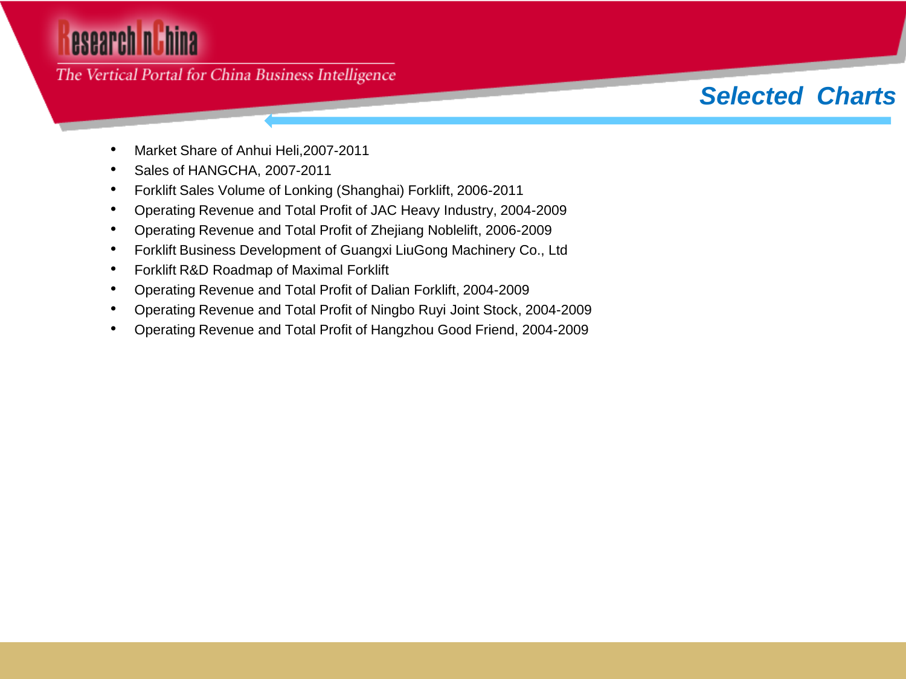## Selected Charts

- Market Share of Anhui Heli,2007-2011
- Sales of HANGCHA, 2007-2011
- Forklift Sales Volume of Lonking (Shanghai) Forklift, 2006-2011
- Operating Revenue and Total Profit of JAC Heavy Industry, 2004-2009
- Operating Revenue and Total Profit of Zhejiang Noblelift, 2006-2009
- Forklift Business Development of Guangxi LiuGong Machinery Co., Ltd
- Forklift R&D Roadmap of Maximal Forklift
- Operating Revenue and Total Profit of Dalian Forklift, 2004-2009
- Operating Revenue and Total Profit of Ningbo Ruyi Joint Stock, 2004-2009
- Operating Revenue and Total Profit of Hangzhou Good Friend, 2004-2009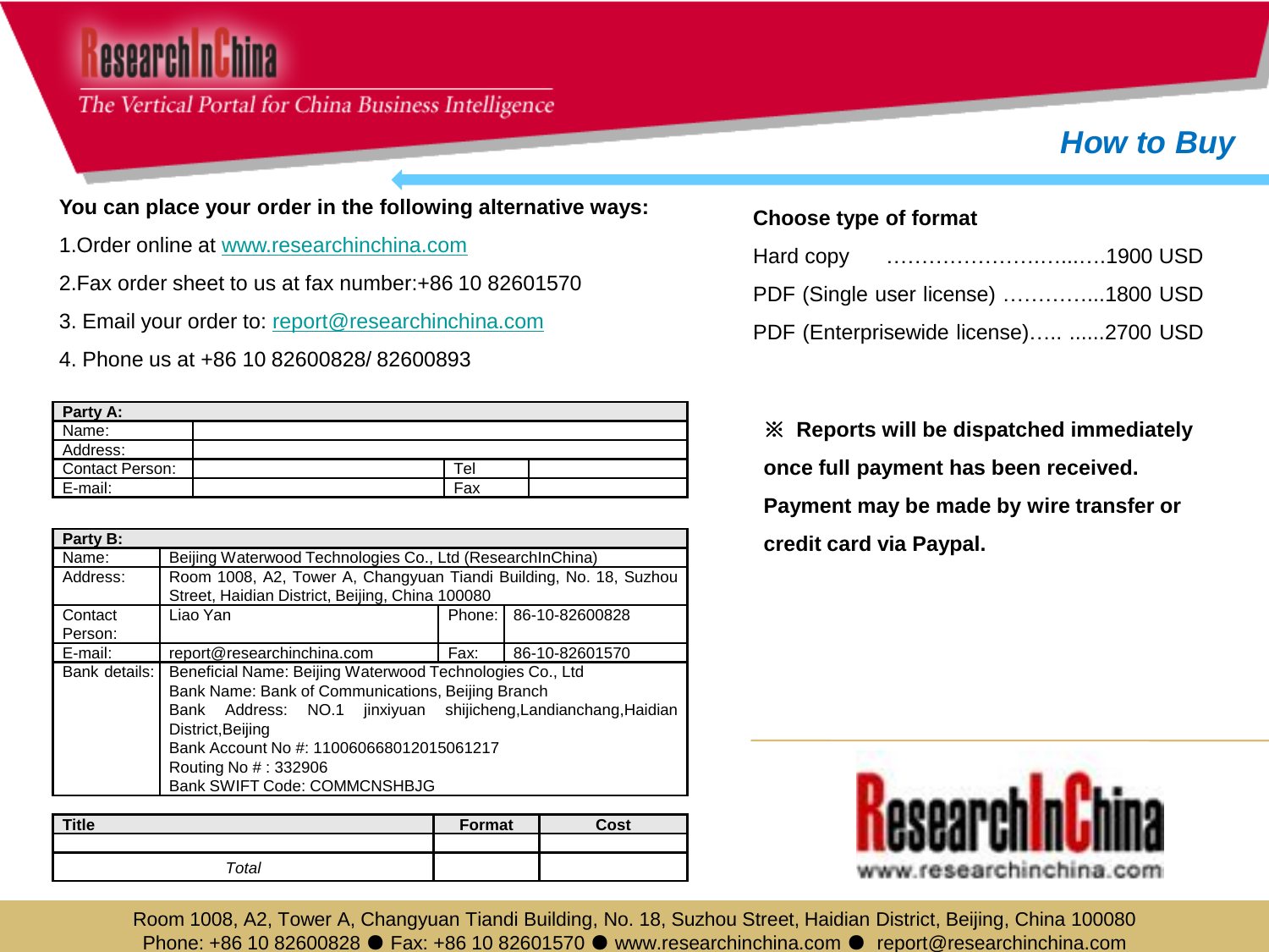# How to Buy

**You can place your order in the following alternative ways:**

1.Order online at www.researchinchina.com

2.Fax order sheet to us at fax number:+86 10 82601570

3. Email your order to: report@researchinchina.com

4. Phone us at +86 10 82600828/ 82600893

**Choose type of format**

Hard copy ………………………..….1900 USD

PDF (Single user license) …………...1800 USD

PDF (Enterprisewide license)….. ......2700 USD

**※ Reports will be dispatched immediately once full payment has been received. Payment may be made by wire transfer or credit card via Paypal.**

| **Party A:** | | | |
|---|---|---|---|
| Name: | | | |
| Address: | | | |
| Contact Person: | | Tel | |
| E-mail: | | Fax | |

| **Party B:** | | | |
|---|---|---|---|
| Name: | Beijing Waterwood Technologies Co., Ltd (ResearchInChina) | | |
| Address: | Room 1008, A2, Tower A, Changyuan Tiandi Building, No. 18, Suzhou Street, Haidian District, Beijing, China 100080 | | |
| Contact Person: | Liao Yan | Phone: | 86-10-82600828 |
| E-mail: | report@researchinchina.com | Fax: | 86-10-82601570 |
| Bank details: | Beneficial Name: Beijing Waterwood Technologies Co., Ltd<br>Bank Name: Bank of Communications, Beijing Branch<br>Bank Address: NO.1 jinxiyuan shijicheng,Landianchang,Haidian District,Beijing<br>Bank Account No #: 110060668012015061217<br>Routing No # : 332906<br>Bank SWIFT Code: COMMCNSHBJG | | |

| Title | Format | Cost |
|---|---|---|
| | | |
| *Total* | | |

Room 1008, A2, Tower A, Changyuan Tiandi Building, No. 18, Suzhou Street, Haidian District, Beijing, China 100080
Phone: +86 10 82600828 ● Fax: +86 10 82601570 ● www.researchinchina.com ● report@researchinchina.com